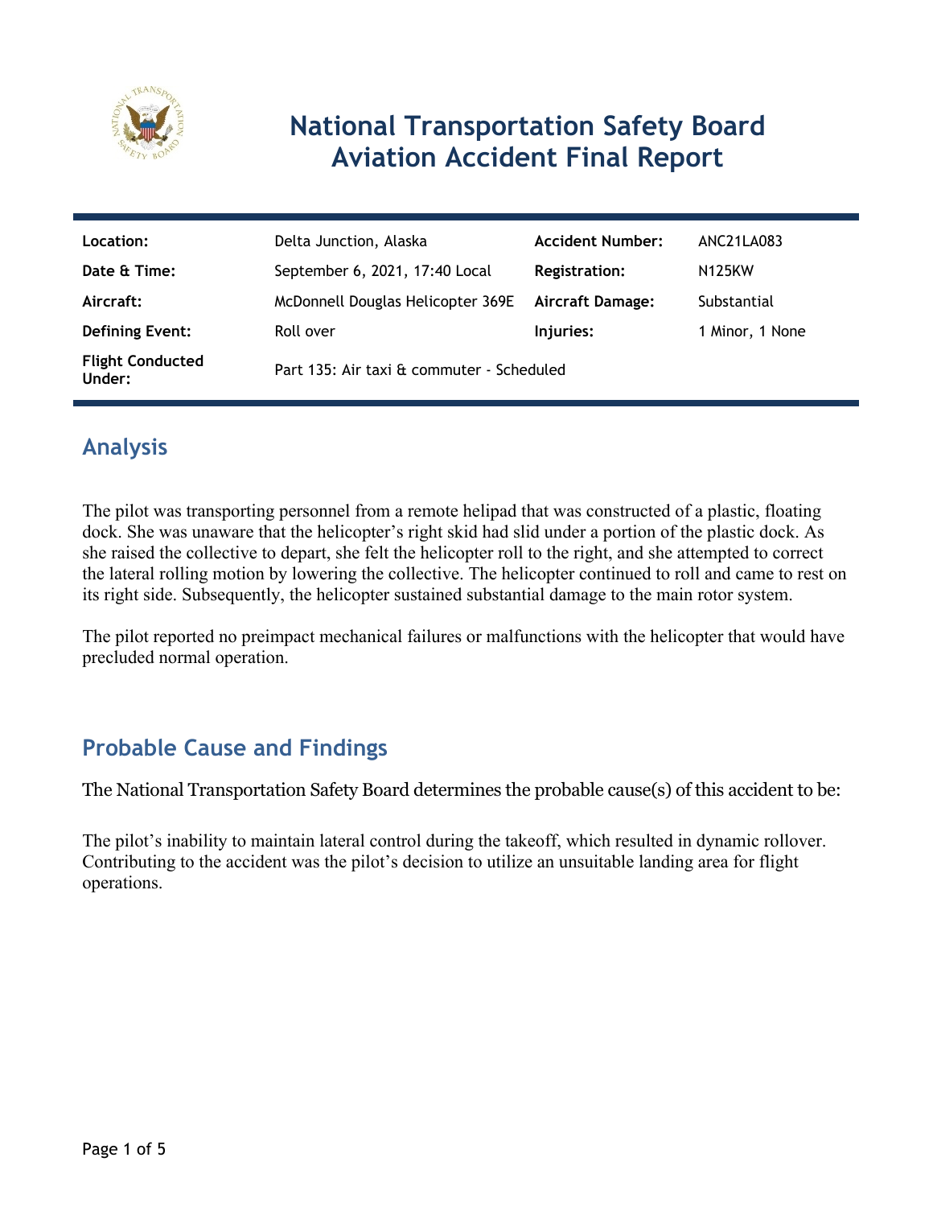# National Transportation Safety Board Aviation Accident Final Report

| Location: | Delta Junction, Alaska | Accident Number: | ANC21LA083 |
|---|---|---|---|
| Date & Time: | September 6, 2021, 17:40 Local | Registration: | N125KW |
| Aircraft: | McDonnell Douglas Helicopter 369E | Aircraft Damage: | Substantial |
| Defining Event: | Roll over | Injuries: | 1 Minor, 1 None |
| Flight Conducted Under: | Part 135: Air taxi & commuter - Scheduled | | |

## Analysis

The pilot was transporting personnel from a remote helipad that was constructed of a plastic, floating dock. She was unaware that the helicopter's right skid had slid under a portion of the plastic dock. As she raised the collective to depart, she felt the helicopter roll to the right, and she attempted to correct the lateral rolling motion by lowering the collective. The helicopter continued to roll and came to rest on its right side. Subsequently, the helicopter sustained substantial damage to the main rotor system.

The pilot reported no preimpact mechanical failures or malfunctions with the helicopter that would have precluded normal operation.

## Probable Cause and Findings

The National Transportation Safety Board determines the probable cause(s) of this accident to be:

The pilot's inability to maintain lateral control during the takeoff, which resulted in dynamic rollover. Contributing to the accident was the pilot's decision to utilize an unsuitable landing area for flight operations.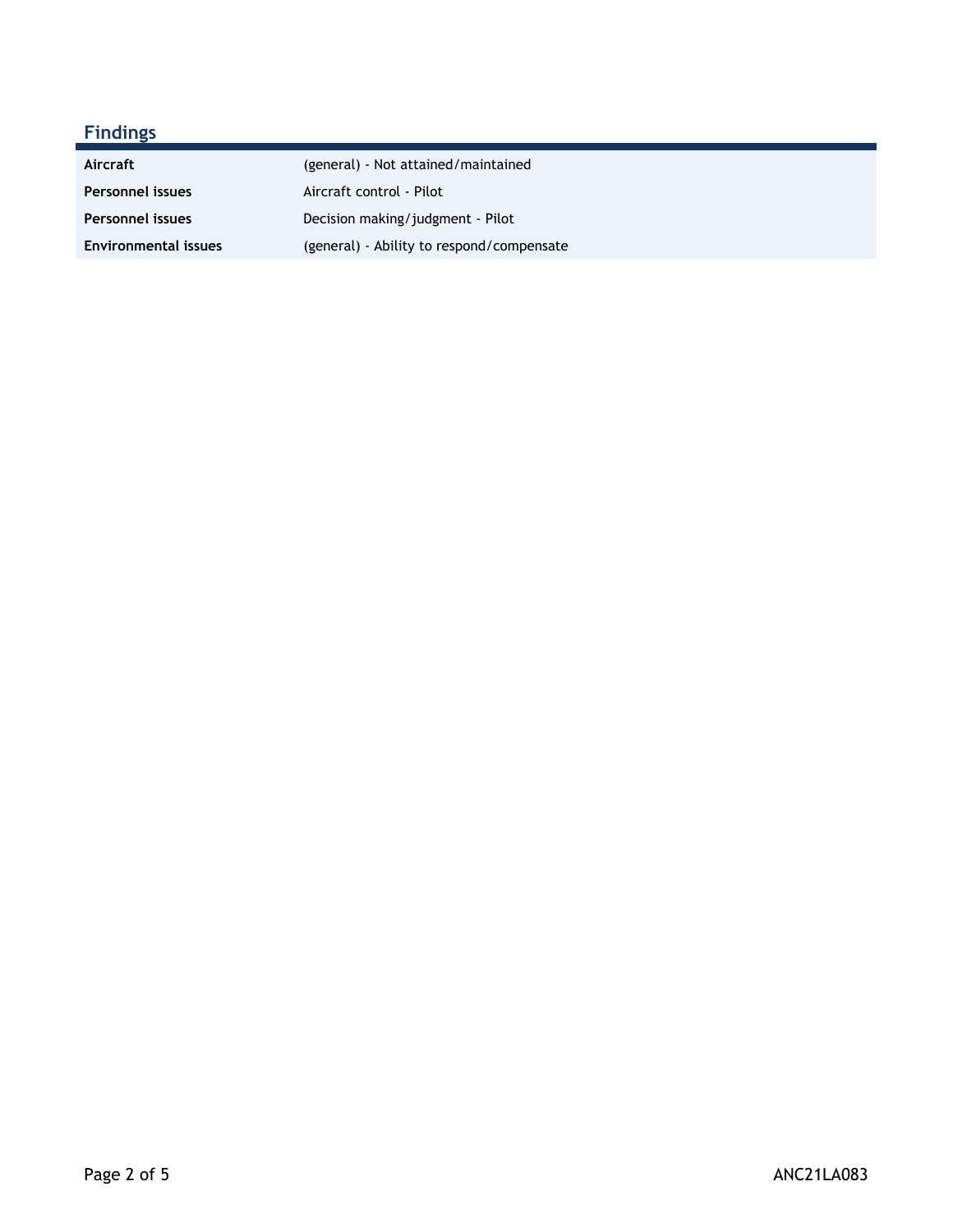## Findings

| | |
|---|---|
| **Aircraft** | (general) - Not attained/maintained |
| **Personnel issues** | Aircraft control - Pilot |
| **Personnel issues** | Decision making/judgment - Pilot |
| **Environmental issues** | (general) - Ability to respond/compensate |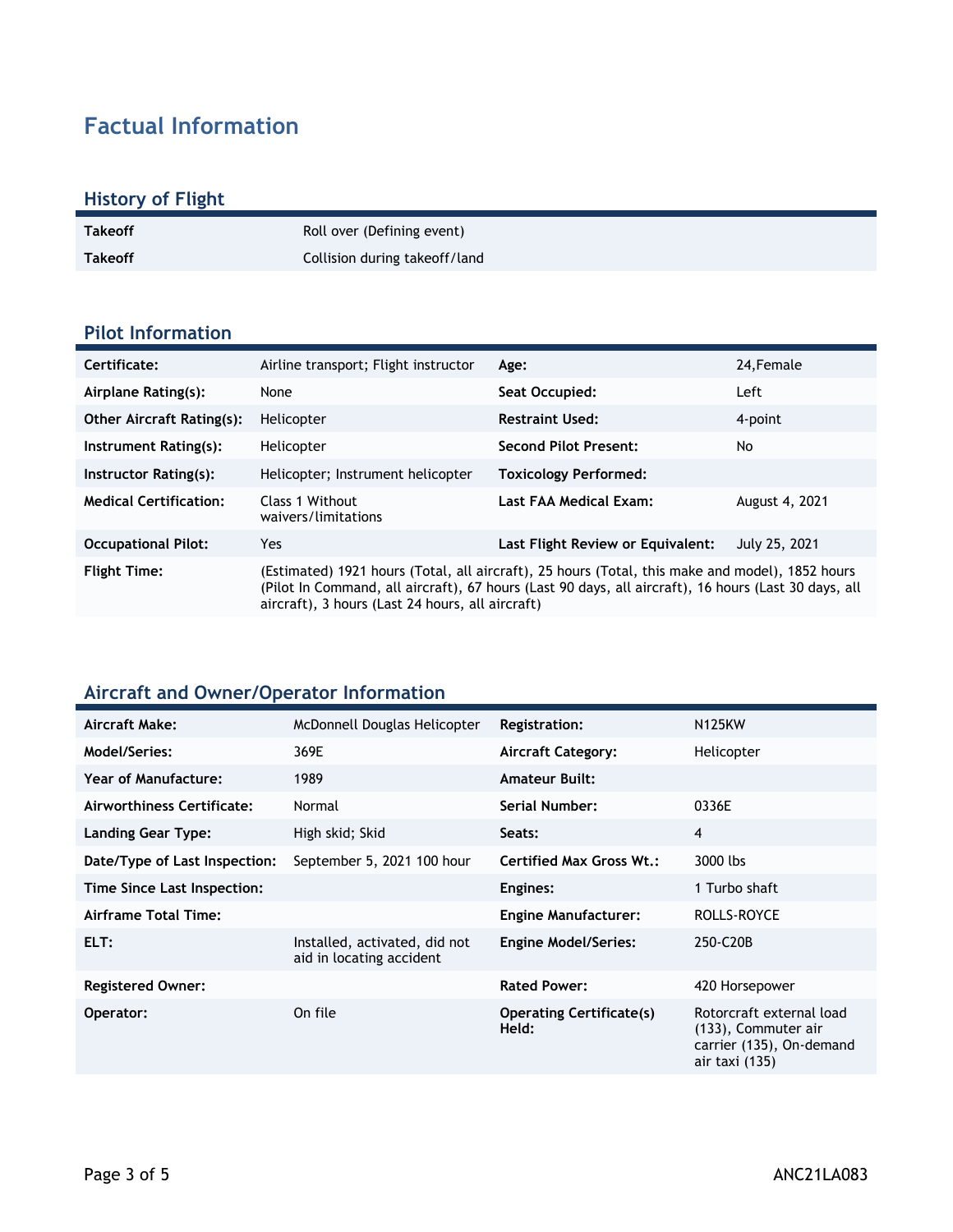# Factual Information

## History of Flight

| | |
|---|---|
| **Takeoff** | Roll over (Defining event) |
| **Takeoff** | Collision during takeoff/land |

## Pilot Information

| | | | |
|---|---|---|---|
| **Certificate:** | Airline transport; Flight instructor | **Age:** | 24,Female |
| **Airplane Rating(s):** | None | **Seat Occupied:** | Left |
| **Other Aircraft Rating(s):** | Helicopter | **Restraint Used:** | 4-point |
| **Instrument Rating(s):** | Helicopter | **Second Pilot Present:** | No |
| **Instructor Rating(s):** | Helicopter; Instrument helicopter | **Toxicology Performed:** | |
| **Medical Certification:** | Class 1 Without waivers/limitations | **Last FAA Medical Exam:** | August 4, 2021 |
| **Occupational Pilot:** | Yes | **Last Flight Review or Equivalent:** | July 25, 2021 |
| **Flight Time:** | (Estimated) 1921 hours (Total, all aircraft), 25 hours (Total, this make and model), 1852 hours (Pilot In Command, all aircraft), 67 hours (Last 90 days, all aircraft), 16 hours (Last 30 days, all aircraft), 3 hours (Last 24 hours, all aircraft) | | |

## Aircraft and Owner/Operator Information

| | | | |
|---|---|---|---|
| **Aircraft Make:** | McDonnell Douglas Helicopter | **Registration:** | N125KW |
| **Model/Series:** | 369E | **Aircraft Category:** | Helicopter |
| **Year of Manufacture:** | 1989 | **Amateur Built:** | |
| **Airworthiness Certificate:** | Normal | **Serial Number:** | 0336E |
| **Landing Gear Type:** | High skid; Skid | **Seats:** | 4 |
| **Date/Type of Last Inspection:** | September 5, 2021 100 hour | **Certified Max Gross Wt.:** | 3000 lbs |
| **Time Since Last Inspection:** | | **Engines:** | 1 Turbo shaft |
| **Airframe Total Time:** | | **Engine Manufacturer:** | ROLLS-ROYCE |
| **ELT:** | Installed, activated, did not aid in locating accident | **Engine Model/Series:** | 250-C20B |
| **Registered Owner:** | | **Rated Power:** | 420 Horsepower |
| **Operator:** | On file | **Operating Certificate(s) Held:** | Rotorcraft external load (133), Commuter air carrier (135), On-demand air taxi (135) |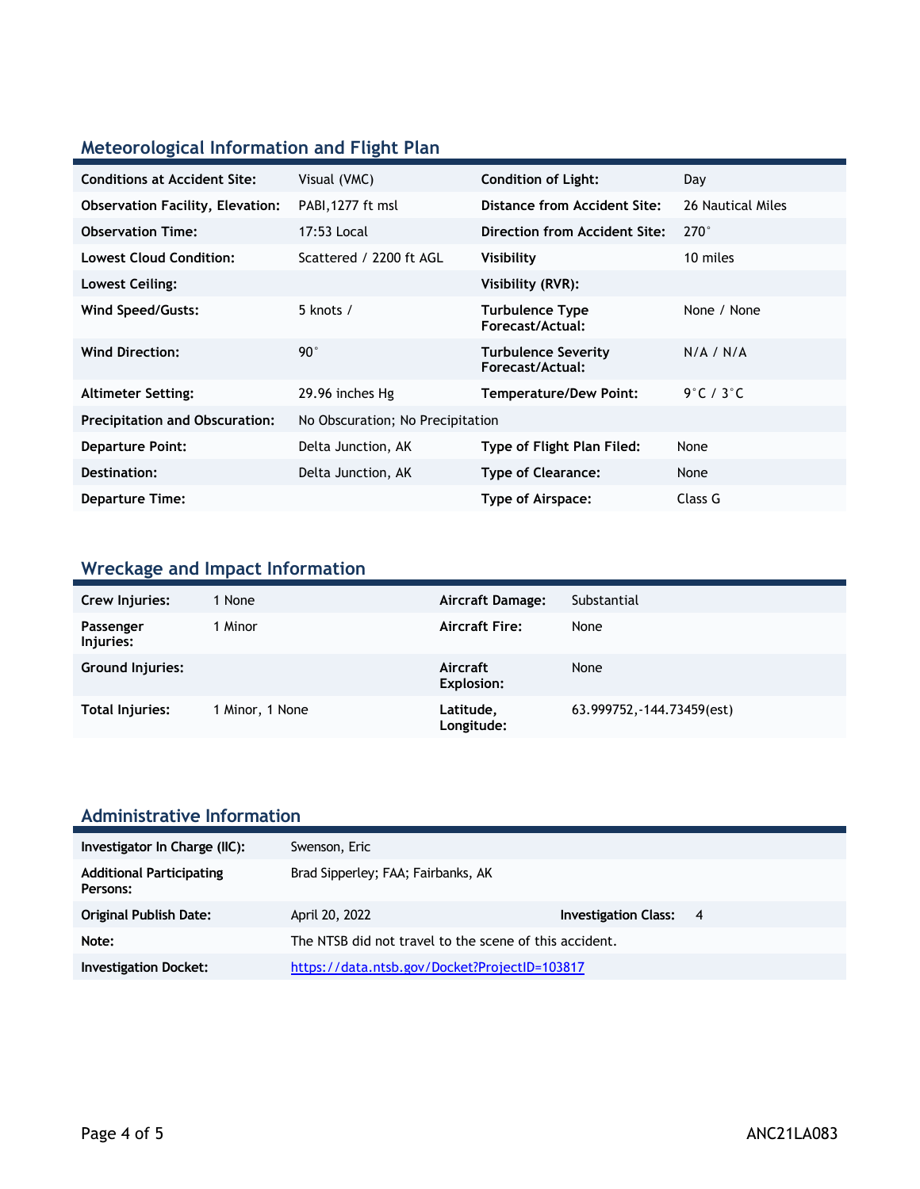## Meteorological Information and Flight Plan

| | | | |
|---|---|---|---|
| **Conditions at Accident Site:** | Visual (VMC) | **Condition of Light:** | Day |
| **Observation Facility, Elevation:** | PABI,1277 ft msl | **Distance from Accident Site:** | 26 Nautical Miles |
| **Observation Time:** | 17:53 Local | **Direction from Accident Site:** | 270° |
| **Lowest Cloud Condition:** | Scattered / 2200 ft AGL | **Visibility** | 10 miles |
| **Lowest Ceiling:** | | **Visibility (RVR):** | |
| **Wind Speed/Gusts:** | 5 knots / | **Turbulence Type Forecast/Actual:** | None / None |
| **Wind Direction:** | 90° | **Turbulence Severity Forecast/Actual:** | N/A / N/A |
| **Altimeter Setting:** | 29.96 inches Hg | **Temperature/Dew Point:** | 9°C / 3°C |
| **Precipitation and Obscuration:** | No Obscuration; No Precipitation | | |
| **Departure Point:** | Delta Junction, AK | **Type of Flight Plan Filed:** | None |
| **Destination:** | Delta Junction, AK | **Type of Clearance:** | None |
| **Departure Time:** | | **Type of Airspace:** | Class G |

## Wreckage and Impact Information

| | | | |
|---|---|---|---|
| **Crew Injuries:** | 1 None | **Aircraft Damage:** | Substantial |
| **Passenger Injuries:** | 1 Minor | **Aircraft Fire:** | None |
| **Ground Injuries:** | | **Aircraft Explosion:** | None |
| **Total Injuries:** | 1 Minor, 1 None | **Latitude, Longitude:** | 63.999752,-144.73459(est) |

## Administrative Information

| | | | |
|---|---|---|---|
| **Investigator In Charge (IIC):** | Swenson, Eric | | |
| **Additional Participating Persons:** | Brad Sipperley; FAA; Fairbanks, AK | | |
| **Original Publish Date:** | April 20, 2022 | **Investigation Class:** | 4 |
| **Note:** | The NTSB did not travel to the scene of this accident. | | |
| **Investigation Docket:** | https://data.ntsb.gov/Docket?ProjectID=103817 | | |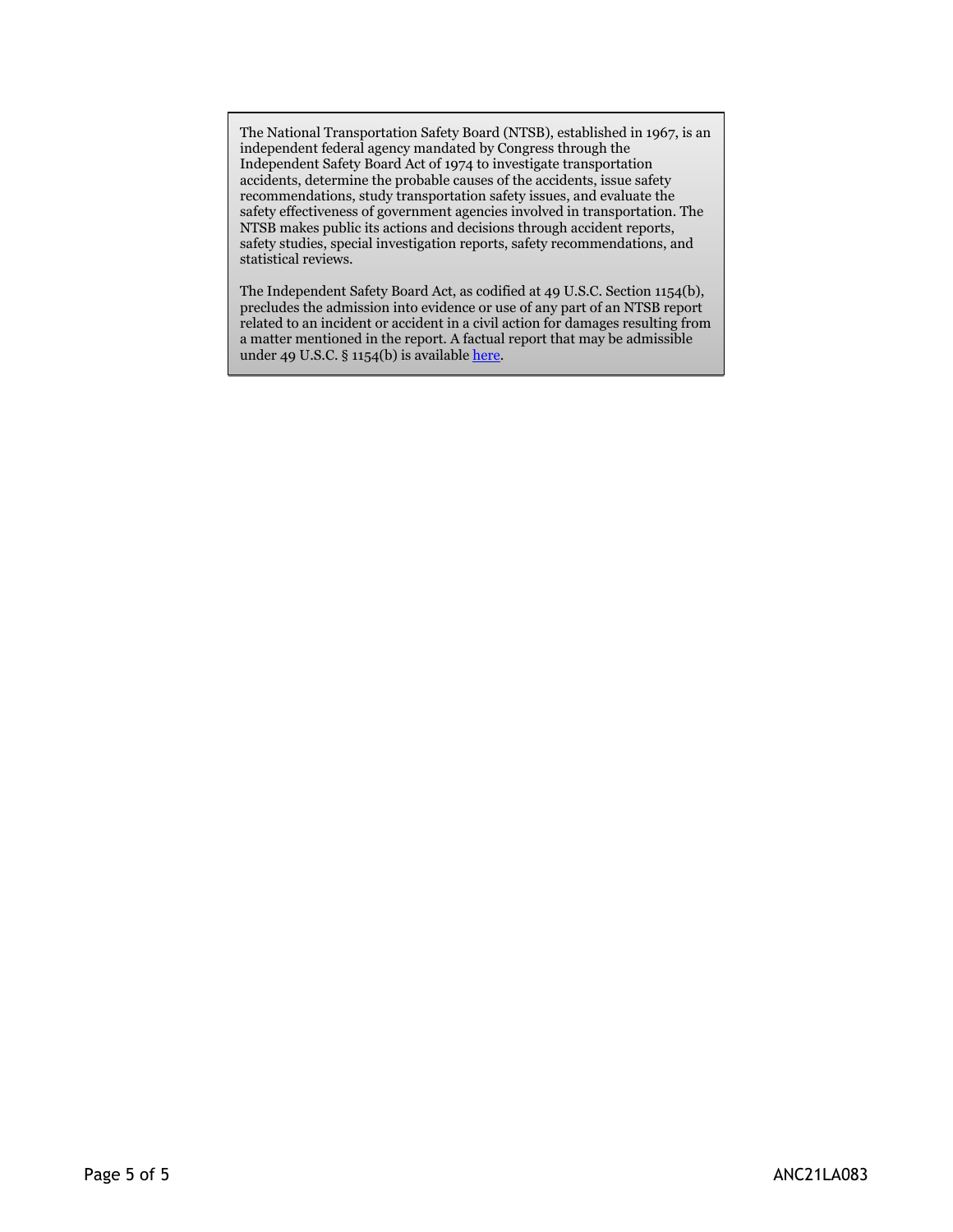The National Transportation Safety Board (NTSB), established in 1967, is an independent federal agency mandated by Congress through the Independent Safety Board Act of 1974 to investigate transportation accidents, determine the probable causes of the accidents, issue safety recommendations, study transportation safety issues, and evaluate the safety effectiveness of government agencies involved in transportation. The NTSB makes public its actions and decisions through accident reports, safety studies, special investigation reports, safety recommendations, and statistical reviews.

The Independent Safety Board Act, as codified at 49 U.S.C. Section 1154(b), precludes the admission into evidence or use of any part of an NTSB report related to an incident or accident in a civil action for damages resulting from a matter mentioned in the report. A factual report that may be admissible under 49 U.S.C. § 1154(b) is available here.